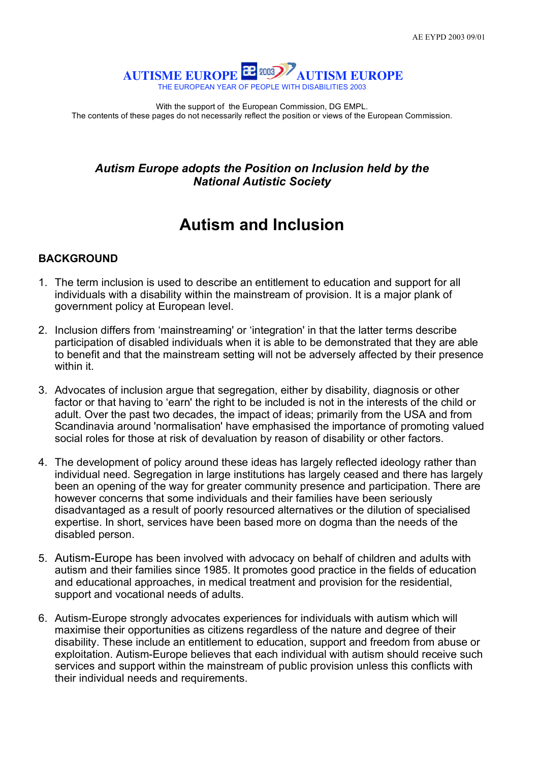AE EYPD 2003 09/01

AUTISME EUROPE 2003 AUTISM EUROPE
THE EUROPEAN YEAR OF PEOPLE WITH DISABILITIES 2003

With the support of the European Commission, DG EMPL.
The contents of these pages do not necessarily reflect the position or views of the European Commission.

***Autism Europe adopts the Position on Inclusion held by the National Autistic Society***

# Autism and Inclusion

## BACKGROUND

1. The term inclusion is used to describe an entitlement to education and support for all individuals with a disability within the mainstream of provision. It is a major plank of government policy at European level.

2. Inclusion differs from 'mainstreaming' or 'integration' in that the latter terms describe participation of disabled individuals when it is able to be demonstrated that they are able to benefit and that the mainstream setting will not be adversely affected by their presence within it.

3. Advocates of inclusion argue that segregation, either by disability, diagnosis or other factor or that having to 'earn' the right to be included is not in the interests of the child or adult. Over the past two decades, the impact of ideas; primarily from the USA and from Scandinavia around 'normalisation' have emphasised the importance of promoting valued social roles for those at risk of devaluation by reason of disability or other factors.

4. The development of policy around these ideas has largely reflected ideology rather than individual need. Segregation in large institutions has largely ceased and there has largely been an opening of the way for greater community presence and participation. There are however concerns that some individuals and their families have been seriously disadvantaged as a result of poorly resourced alternatives or the dilution of specialised expertise. In short, services have been based more on dogma than the needs of the disabled person.

5. Autism-Europe has been involved with advocacy on behalf of children and adults with autism and their families since 1985. It promotes good practice in the fields of education and educational approaches, in medical treatment and provision for the residential, support and vocational needs of adults.

6. Autism-Europe strongly advocates experiences for individuals with autism which will maximise their opportunities as citizens regardless of the nature and degree of their disability. These include an entitlement to education, support and freedom from abuse or exploitation. Autism-Europe believes that each individual with autism should receive such services and support within the mainstream of public provision unless this conflicts with their individual needs and requirements.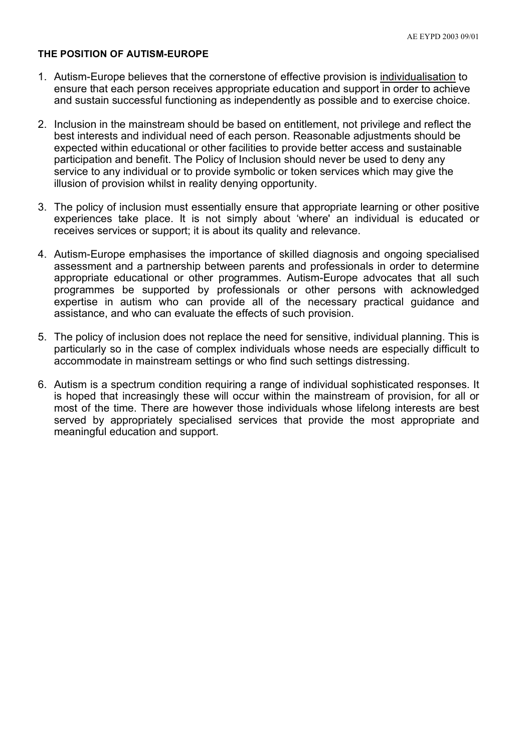**THE POSITION OF AUTISM-EUROPE**

1. Autism-Europe believes that the cornerstone of effective provision is <u>individualisation</u> to ensure that each person receives appropriate education and support in order to achieve and sustain successful functioning as independently as possible and to exercise choice.

2. Inclusion in the mainstream should be based on entitlement, not privilege and reflect the best interests and individual need of each person. Reasonable adjustments should be expected within educational or other facilities to provide better access and sustainable participation and benefit. The Policy of Inclusion should never be used to deny any service to any individual or to provide symbolic or token services which may give the illusion of provision whilst in reality denying opportunity.

3. The policy of inclusion must essentially ensure that appropriate learning or other positive experiences take place. It is not simply about 'where' an individual is educated or receives services or support; it is about its quality and relevance.

4. Autism-Europe emphasises the importance of skilled diagnosis and ongoing specialised assessment and a partnership between parents and professionals in order to determine appropriate educational or other programmes. Autism-Europe advocates that all such programmes be supported by professionals or other persons with acknowledged expertise in autism who can provide all of the necessary practical guidance and assistance, and who can evaluate the effects of such provision.

5. The policy of inclusion does not replace the need for sensitive, individual planning. This is particularly so in the case of complex individuals whose needs are especially difficult to accommodate in mainstream settings or who find such settings distressing.

6. Autism is a spectrum condition requiring a range of individual sophisticated responses. It is hoped that increasingly these will occur within the mainstream of provision, for all or most of the time. There are however those individuals whose lifelong interests are best served by appropriately specialised services that provide the most appropriate and meaningful education and support.